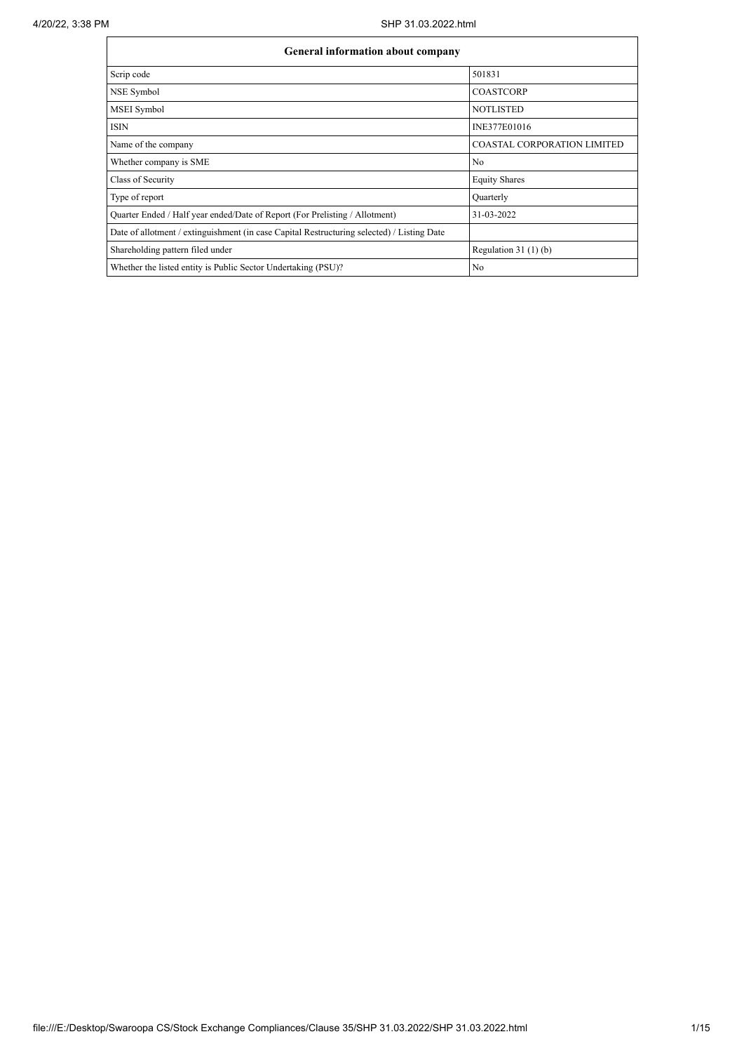| General information about company | |
|---|---|
| Scrip code | 501831 |
| NSE Symbol | COASTCORP |
| MSEI Symbol | NOTLISTED |
| ISIN | INE377E01016 |
| Name of the company | COASTAL CORPORATION LIMITED |
| Whether company is SME | No |
| Class of Security | Equity Shares |
| Type of report | Quarterly |
| Quarter Ended / Half year ended/Date of Report (For Prelisting / Allotment) | 31-03-2022 |
| Date of allotment / extinguishment (in case Capital Restructuring selected) / Listing Date | |
| Shareholding pattern filed under | Regulation 31 (1) (b) |
| Whether the listed entity is Public Sector Undertaking (PSU)? | No |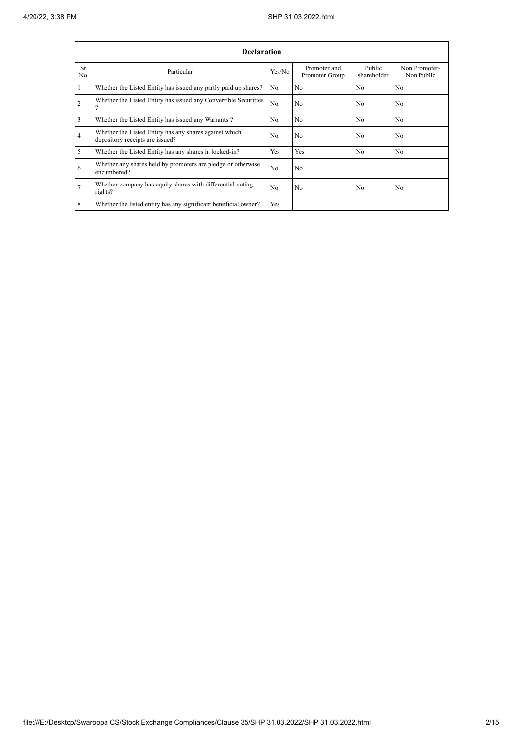| Declaration | | | | | |
|---|---|---|---|---|---|
| Sr. No. | Particular | Yes/No | Promoter and Promoter Group | Public shareholder | Non Promoter- Non Public |
| 1 | Whether the Listed Entity has issued any partly paid up shares? | No | No | No | No |
| 2 | Whether the Listed Entity has issued any Convertible Securities ? | No | No | No | No |
| 3 | Whether the Listed Entity has issued any Warrants ? | No | No | No | No |
| 4 | Whether the Listed Entity has any shares against which depository receipts are issued? | No | No | No | No |
| 5 | Whether the Listed Entity has any shares in locked-in? | Yes | Yes | No | No |
| 6 | Whether any shares held by promoters are pledge or otherwise encumbered? | No | No | | |
| 7 | Whether company has equity shares with differential voting rights? | No | No | No | No |
| 8 | Whether the listed entity has any significant beneficial owner? | Yes | | | |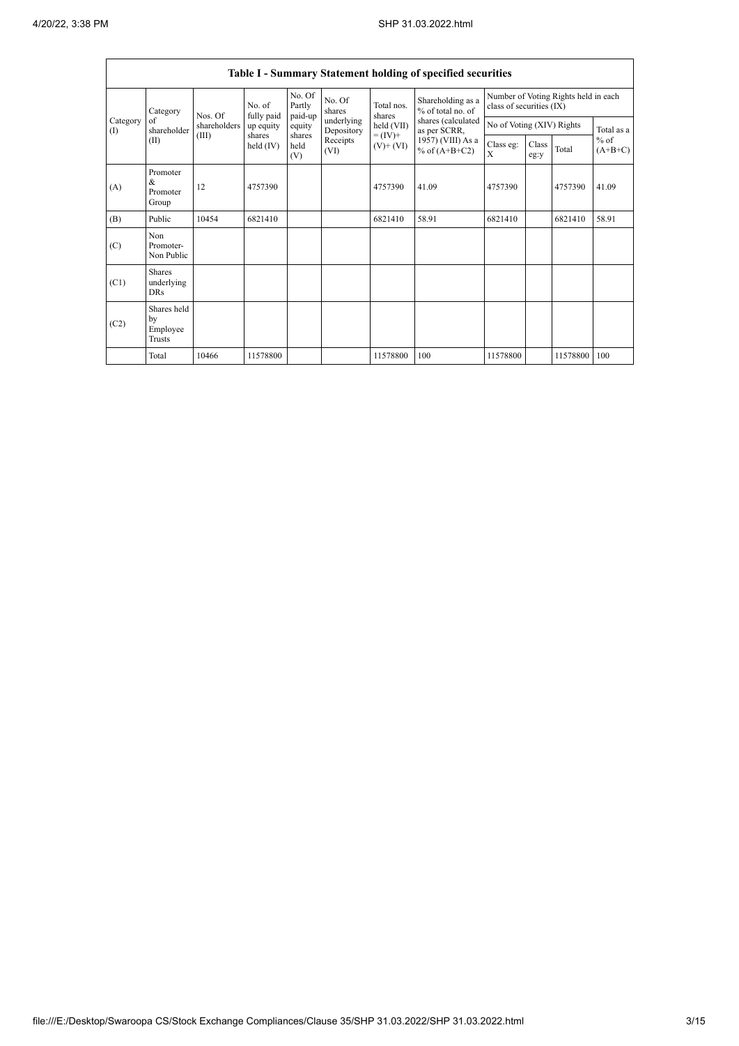## Table I - Summary Statement holding of specified securities

| Category (I) | Category of shareholder (II) | Nos. Of shareholders (III) | No. of fully paid up equity shares held (IV) | No. Of Partly paid-up equity shares held (V) | No. Of shares underlying Depository Receipts (VI) | Total nos. shares held (VII) = (IV)+ (V)+ (VI) | Shareholding as a % of total no. of shares (calculated as per SCRR, 1957) (VIII) As a % of (A+B+C2) | Number of Voting Rights held in each class of securities (IX) | | | |
|---|---|---|---|---|---|---|---|---|---|---|---|
| | | | | | | | | No of Voting (XIV) Rights | | | Total as a % of (A+B+C) |
| | | | | | | | | Class eg: X | Class eg:y | Total | |
| (A) | Promoter & Promoter Group | 12 | 4757390 | | | 4757390 | 41.09 | 4757390 | | 4757390 | 41.09 |
| (B) | Public | 10454 | 6821410 | | | 6821410 | 58.91 | 6821410 | | 6821410 | 58.91 |
| (C) | Non Promoter- Non Public | | | | | | | | | | |
| (C1) | Shares underlying DRs | | | | | | | | | | |
| (C2) | Shares held by Employee Trusts | | | | | | | | | | |
| | Total | 10466 | 11578800 | | | 11578800 | 100 | 11578800 | | 11578800 | 100 |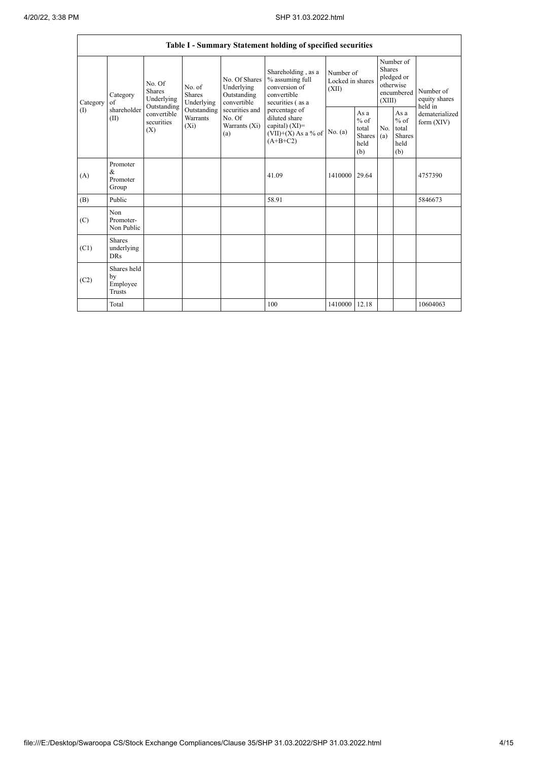| Table I - Summary Statement holding of specified securities | | | | | | | | | | | |
|---|---|---|---|---|---|---|---|---|---|---|---|
| Category (I) | Category of shareholder (II) | No. Of Shares Underlying Outstanding convertible securities (X) | No. of Shares Underlying Outstanding Warrants (Xi) | No. Of Shares Underlying Outstanding convertible securities and No. Of Warrants (Xi) (a) | Shareholding , as a % assuming full conversion of convertible securities ( as a percentage of diluted share capital) (XI)= (VII)+(X) As a % of (A+B+C2) | Number of Locked in shares (XII) | | Number of Shares pledged or otherwise encumbered (XIII) | | Number of equity shares held in dematerialized form (XIV) |
| | | | | | | No. (a) | As a % of total Shares held (b) | No. (a) | As a % of total Shares held (b) | |
| (A) | Promoter & Promoter Group | | | | 41.09 | 1410000 | 29.64 | | | 4757390 |
| (B) | Public | | | | 58.91 | | | | | 5846673 |
| (C) | Non Promoter- Non Public | | | | | | | | | |
| (C1) | Shares underlying DRs | | | | | | | | | |
| (C2) | Shares held by Employee Trusts | | | | | | | | | |
| | Total | | | | 100 | 1410000 | 12.18 | | | 10604063 |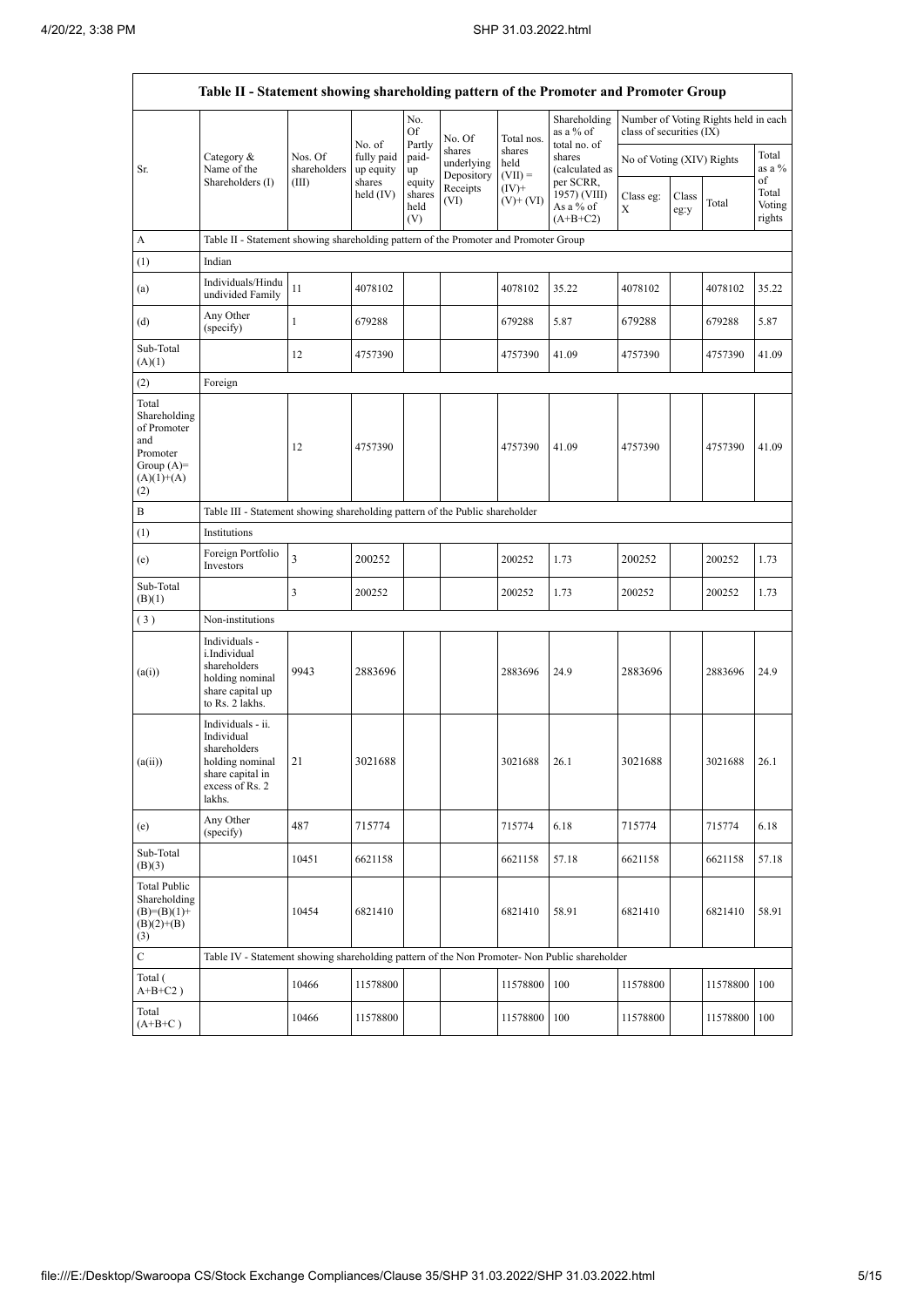| Table II - Statement showing shareholding pattern of the Promoter and Promoter Group | | | | | | | | | | | |
|---|---|---|---|---|---|---|---|---|---|---|---|
| Sr. | Category & Name of the Shareholders (I) | Nos. Of shareholders (III) | No. of fully paid up equity shares held (IV) | No. Of Partly paid-up equity shares held (V) | No. Of shares underlying Depository Receipts (VI) | Total nos. shares held (VII) = (IV)+ (V)+ (VI) | Shareholding as a % of total no. of shares (calculated as per SCRR, 1957) (VIII) As a % of (A+B+C2) | Number of Voting Rights held in each class of securities (IX) | | | |
| | | | | | | | | No of Voting (XIV) Rights | | | Total as a % of Total Voting rights |
| | | | | | | | | Class eg: X | Class eg:y | Total | |
| A | Table II - Statement showing shareholding pattern of the Promoter and Promoter Group | | | | | | | | | | |
| (1) | Indian | | | | | | | | | | |
| (a) | Individuals/Hindu undivided Family | 11 | 4078102 | | | 4078102 | 35.22 | 4078102 | | 4078102 | 35.22 |
| (d) | Any Other (specify) | 1 | 679288 | | | 679288 | 5.87 | 679288 | | 679288 | 5.87 |
| Sub-Total (A)(1) | | 12 | 4757390 | | | 4757390 | 41.09 | 4757390 | | 4757390 | 41.09 |
| (2) | Foreign | | | | | | | | | | |
| Total Shareholding of Promoter and Promoter Group (A)= (A)(1)+(A)(2) | | 12 | 4757390 | | | 4757390 | 41.09 | 4757390 | | 4757390 | 41.09 |
| B | Table III - Statement showing shareholding pattern of the Public shareholder | | | | | | | | | | |
| (1) | Institutions | | | | | | | | | | |
| (e) | Foreign Portfolio Investors | 3 | 200252 | | | 200252 | 1.73 | 200252 | | 200252 | 1.73 |
| Sub-Total (B)(1) | | 3 | 200252 | | | 200252 | 1.73 | 200252 | | 200252 | 1.73 |
| (3) | Non-institutions | | | | | | | | | | |
| (a(i)) | Individuals - i.Individual shareholders holding nominal share capital up to Rs. 2 lakhs. | 9943 | 2883696 | | | 2883696 | 24.9 | 2883696 | | 2883696 | 24.9 |
| (a(ii)) | Individuals - ii. Individual shareholders holding nominal share capital in excess of Rs. 2 lakhs. | 21 | 3021688 | | | 3021688 | 26.1 | 3021688 | | 3021688 | 26.1 |
| (e) | Any Other (specify) | 487 | 715774 | | | 715774 | 6.18 | 715774 | | 715774 | 6.18 |
| Sub-Total (B)(3) | | 10451 | 6621158 | | | 6621158 | 57.18 | 6621158 | | 6621158 | 57.18 |
| Total Public Shareholding (B)=(B)(1)+(B)(2)+(B)(3) | | 10454 | 6821410 | | | 6821410 | 58.91 | 6821410 | | 6821410 | 58.91 |
| C | Table IV - Statement showing shareholding pattern of the Non Promoter- Non Public shareholder | | | | | | | | | | |
| Total ( A+B+C2 ) | | 10466 | 11578800 | | | 11578800 | 100 | 11578800 | | 11578800 | 100 |
| Total (A+B+C ) | | 10466 | 11578800 | | | 11578800 | 100 | 11578800 | | 11578800 | 100 |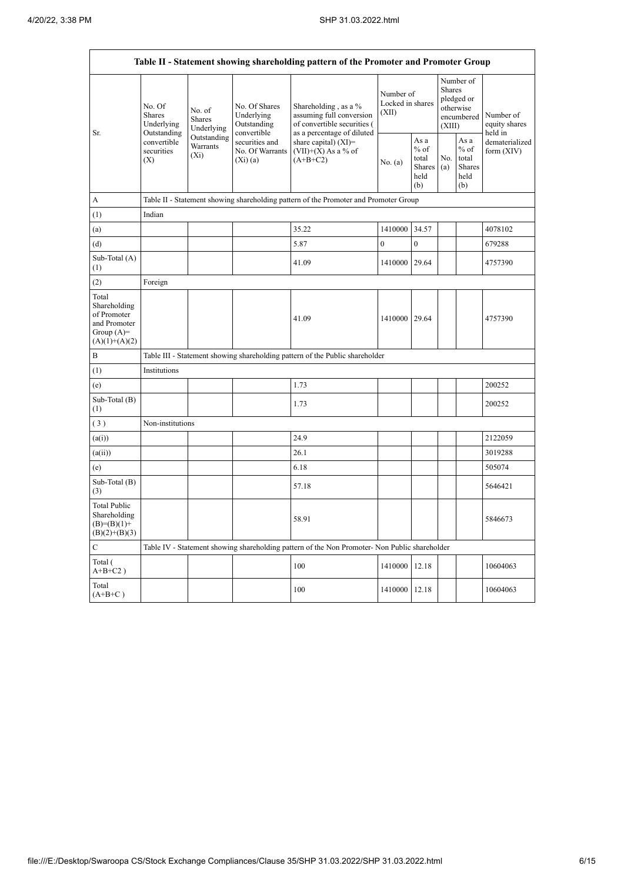| Table II - Statement showing shareholding pattern of the Promoter and Promoter Group | | | | | | | | | |
|---|---|---|---|---|---|---|---|---|---|
| Sr. | No. Of Shares Underlying Outstanding convertible securities (X) | No. of Shares Underlying Outstanding Warrants (Xi) | No. Of Shares Underlying Outstanding convertible securities and No. Of Warrants (Xi) (a) | Shareholding , as a % assuming full conversion of convertible securities ( as a percentage of diluted share capital) (XI)= (VII)+(X) As a % of (A+B+C2) | Number of Locked in shares (XII) | | Number of Shares pledged or otherwise encumbered (XIII) | | Number of equity shares held in dematerialized form (XIV) |
| | | | | | No. (a) | As a % of total Shares held (b) | No. (a) | As a % of total Shares held (b) | |
| A | Table II - Statement showing shareholding pattern of the Promoter and Promoter Group | | | | | | | | |
| (1) | Indian | | | | | | | | |
| (a) | | | | 35.22 | 1410000 | 34.57 | | | 4078102 |
| (d) | | | | 5.87 | 0 | 0 | | | 679288 |
| Sub-Total (A) (1) | | | | 41.09 | 1410000 | 29.64 | | | 4757390 |
| (2) | Foreign | | | | | | | | |
| Total Shareholding of Promoter and Promoter Group (A)= (A)(1)+(A)(2) | | | | 41.09 | 1410000 | 29.64 | | | 4757390 |
| B | Table III - Statement showing shareholding pattern of the Public shareholder | | | | | | | | |
| (1) | Institutions | | | | | | | | |
| (e) | | | | 1.73 | | | | | 200252 |
| Sub-Total (B) (1) | | | | 1.73 | | | | | 200252 |
| (3) | Non-institutions | | | | | | | | |
| (a(i)) | | | | 24.9 | | | | | 2122059 |
| (a(ii)) | | | | 26.1 | | | | | 3019288 |
| (e) | | | | 6.18 | | | | | 505074 |
| Sub-Total (B) (3) | | | | 57.18 | | | | | 5646421 |
| Total Public Shareholding (B)=(B)(1)+(B)(2)+(B)(3) | | | | 58.91 | | | | | 5846673 |
| C | Table IV - Statement showing shareholding pattern of the Non Promoter- Non Public shareholder | | | | | | | | |
| Total ( A+B+C2 ) | | | | 100 | 1410000 | 12.18 | | | 10604063 |
| Total (A+B+C ) | | | | 100 | 1410000 | 12.18 | | | 10604063 |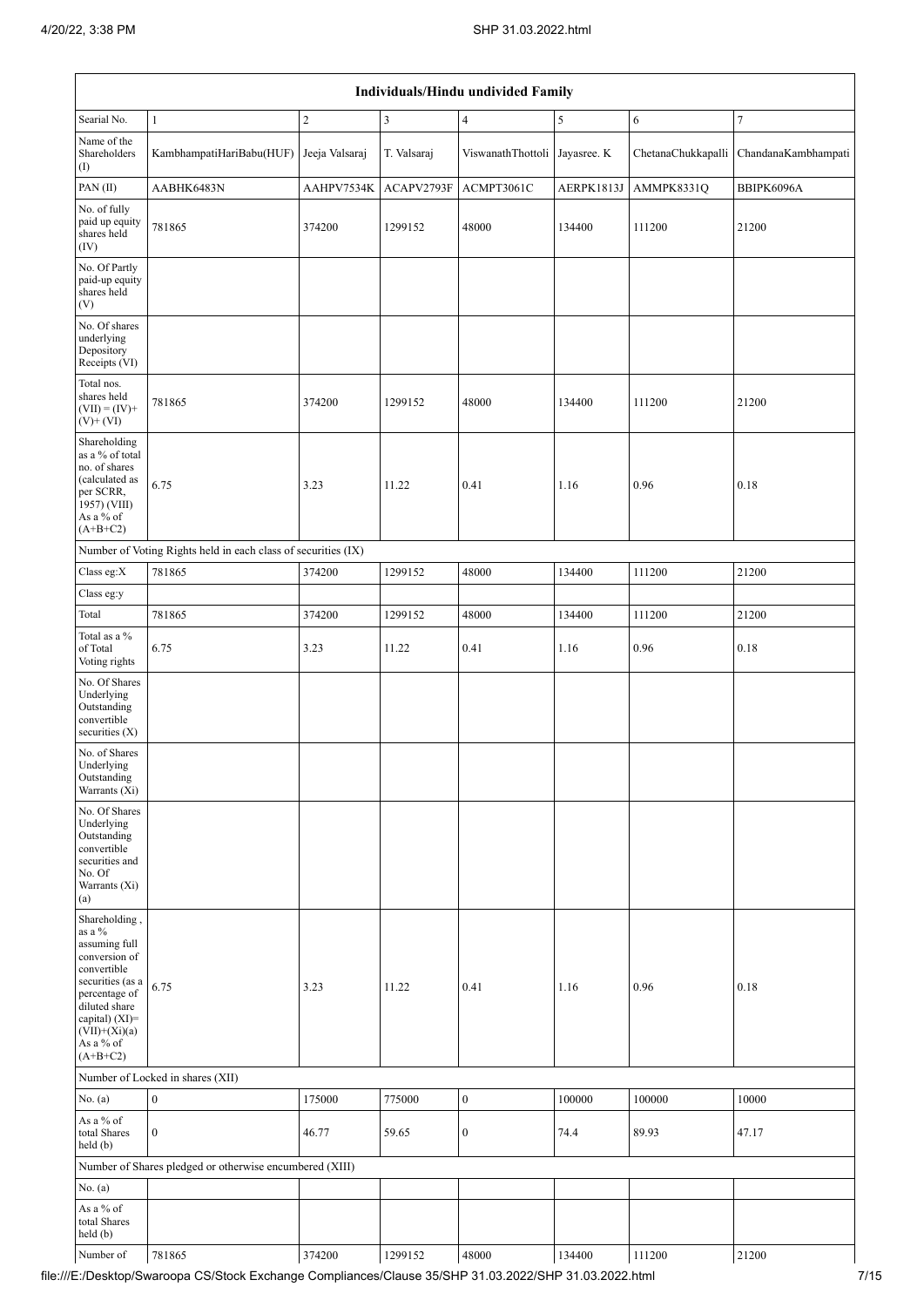| Individuals/Hindu undivided Family | | | | | | | |
|---|---|---|---|---|---|---|---|
| Searial No. | 1 | 2 | 3 | 4 | 5 | 6 | 7 |
| Name of the Shareholders (I) | KambhampatiHariBabu(HUF) | Jeeja Valsaraj | T. Valsaraj | ViswanathThottoli | Jayasree. K | ChetanaChukkapalli | ChandanaKambhampati |
| PAN (II) | AABHK6483N | AAHPV7534K | ACAPV2793F | ACMPT3061C | AERPK1813J | AMMPK8331Q | BBIPK6096A |
| No. of fully paid up equity shares held (IV) | 781865 | 374200 | 1299152 | 48000 | 134400 | 111200 | 21200 |
| No. Of Partly paid-up equity shares held (V) | | | | | | | |
| No. Of shares underlying Depository Receipts (VI) | | | | | | | |
| Total nos. shares held (VII) = (IV)+ (V)+ (VI) | 781865 | 374200 | 1299152 | 48000 | 134400 | 111200 | 21200 |
| Shareholding as a % of total no. of shares (calculated as per SCRR, 1957) (VIII) As a % of (A+B+C2) | 6.75 | 3.23 | 11.22 | 0.41 | 1.16 | 0.96 | 0.18 |
| Number of Voting Rights held in each class of securities (IX) | | | | | | | |
| Class eg:X | 781865 | 374200 | 1299152 | 48000 | 134400 | 111200 | 21200 |
| Class eg:y | | | | | | | |
| Total | 781865 | 374200 | 1299152 | 48000 | 134400 | 111200 | 21200 |
| Total as a % of Total Voting rights | 6.75 | 3.23 | 11.22 | 0.41 | 1.16 | 0.96 | 0.18 |
| No. Of Shares Underlying Outstanding convertible securities (X) | | | | | | | |
| No. of Shares Underlying Outstanding Warrants (Xi) | | | | | | | |
| No. Of Shares Underlying Outstanding convertible securities and No. Of Warrants (Xi) (a) | | | | | | | |
| Shareholding , as a % assuming full conversion of convertible securities (as a percentage of diluted share capital) (XI)= (VII)+(Xi)(a) As a % of (A+B+C2) | 6.75 | 3.23 | 11.22 | 0.41 | 1.16 | 0.96 | 0.18 |
| Number of Locked in shares (XII) | | | | | | | |
| No. (a) | 0 | 175000 | 775000 | 0 | 100000 | 100000 | 10000 |
| As a % of total Shares held (b) | 0 | 46.77 | 59.65 | 0 | 74.4 | 89.93 | 47.17 |
| Number of Shares pledged or otherwise encumbered (XIII) | | | | | | | |
| No. (a) | | | | | | | |
| As a % of total Shares held (b) | | | | | | | |
| Number of | 781865 | 374200 | 1299152 | 48000 | 134400 | 111200 | 21200 |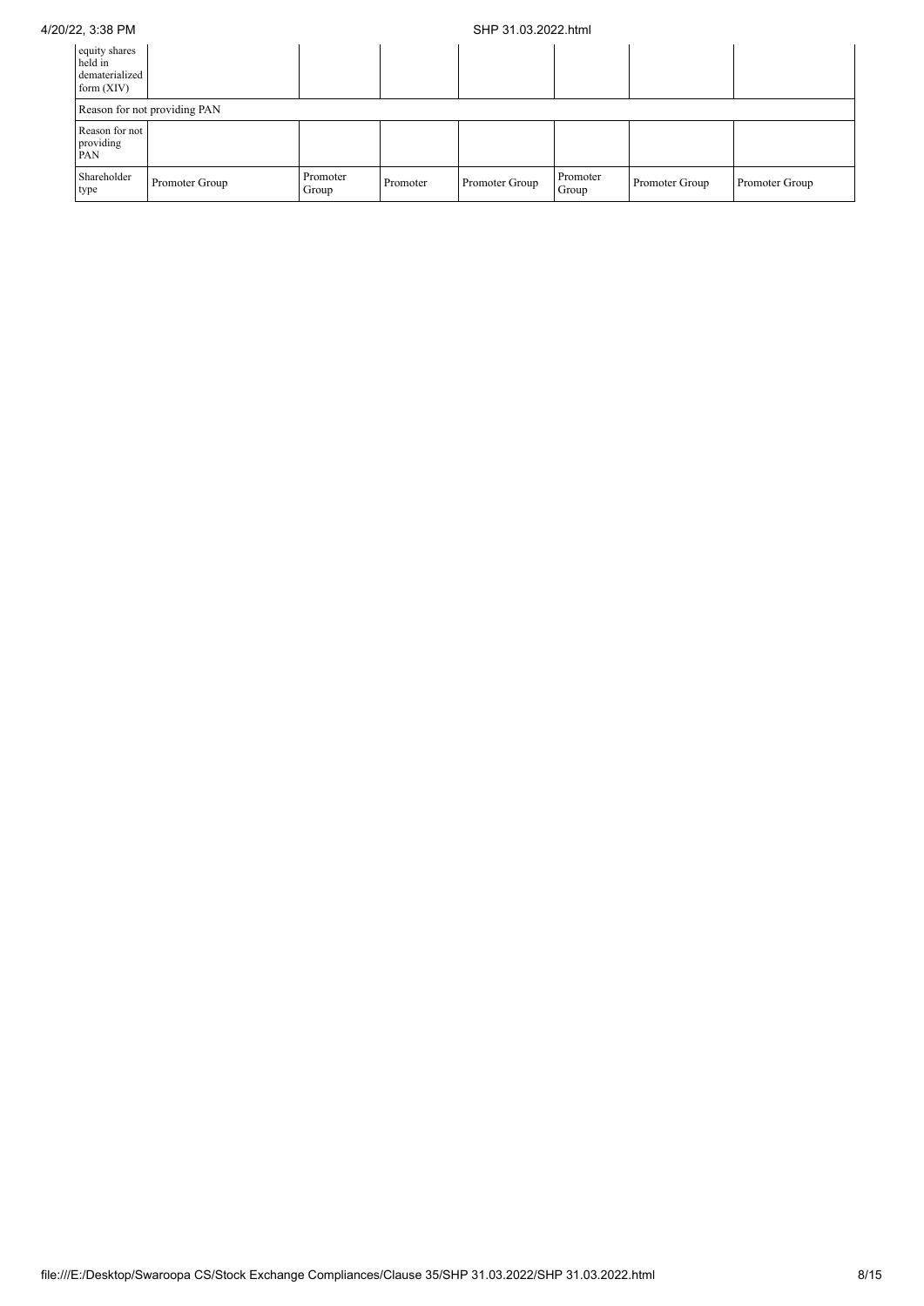| Number of equity shares held in dematerialized form (XIV) | | | | | | | |
|---|---|---|---|---|---|---|---|
| Reason for not providing PAN | | | | | | | |
| Reason for not providing PAN | | | | | | | |
| Shareholder type | Promoter Group | Promoter Group | Promoter | Promoter Group | Promoter Group | Promoter Group | Promoter Group |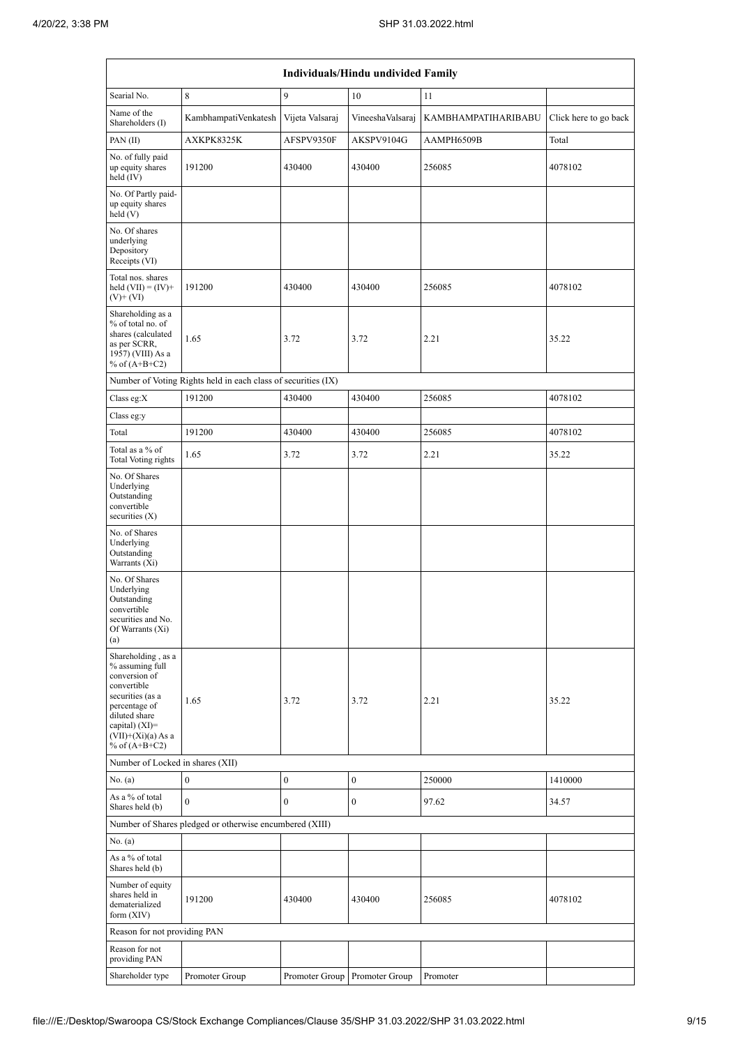| Individuals/Hindu undivided Family | | | | | |
|---|---|---|---|---|---|
| Searial No. | 8 | 9 | 10 | 11 | |
| Name of the Shareholders (I) | KambhampatiVenkatesh | Vijeta Valsaraj | VineeshaValsaraj | KAMBHAMPATIHARIBABU | Click here to go back |
| PAN (II) | AXKPK8325K | AFSPV9350F | AKSPV9104G | AAMPH6509B | Total |
| No. of fully paid up equity shares held (IV) | 191200 | 430400 | 430400 | 256085 | 4078102 |
| No. Of Partly paid-up equity shares held (V) | | | | | |
| No. Of shares underlying Depository Receipts (VI) | | | | | |
| Total nos. shares held (VII) = (IV)+ (V)+ (VI) | 191200 | 430400 | 430400 | 256085 | 4078102 |
| Shareholding as a % of total no. of shares (calculated as per SCRR, 1957) (VIII) As a % of (A+B+C2) | 1.65 | 3.72 | 3.72 | 2.21 | 35.22 |
| Number of Voting Rights held in each class of securities (IX) | | | | | |
| Class eg:X | 191200 | 430400 | 430400 | 256085 | 4078102 |
| Class eg:y | | | | | |
| Total | 191200 | 430400 | 430400 | 256085 | 4078102 |
| Total as a % of Total Voting rights | 1.65 | 3.72 | 3.72 | 2.21 | 35.22 |
| No. Of Shares Underlying Outstanding convertible securities (X) | | | | | |
| No. of Shares Underlying Outstanding Warrants (Xi) | | | | | |
| No. Of Shares Underlying Outstanding convertible securities and No. Of Warrants (Xi) (a) | | | | | |
| Shareholding , as a % assuming full conversion of convertible securities (as a percentage of diluted share capital) (XI)= (VII)+(Xi)(a) As a % of (A+B+C2) | 1.65 | 3.72 | 3.72 | 2.21 | 35.22 |
| Number of Locked in shares (XII) | | | | | |
| No. (a) | 0 | 0 | 0 | 250000 | 1410000 |
| As a % of total Shares held (b) | 0 | 0 | 0 | 97.62 | 34.57 |
| Number of Shares pledged or otherwise encumbered (XIII) | | | | | |
| No. (a) | | | | | |
| As a % of total Shares held (b) | | | | | |
| Number of equity shares held in dematerialized form (XIV) | 191200 | 430400 | 430400 | 256085 | 4078102 |
| Reason for not providing PAN | | | | | |
| Reason for not providing PAN | | | | | |
| Shareholder type | Promoter Group | Promoter Group | Promoter Group | Promoter | |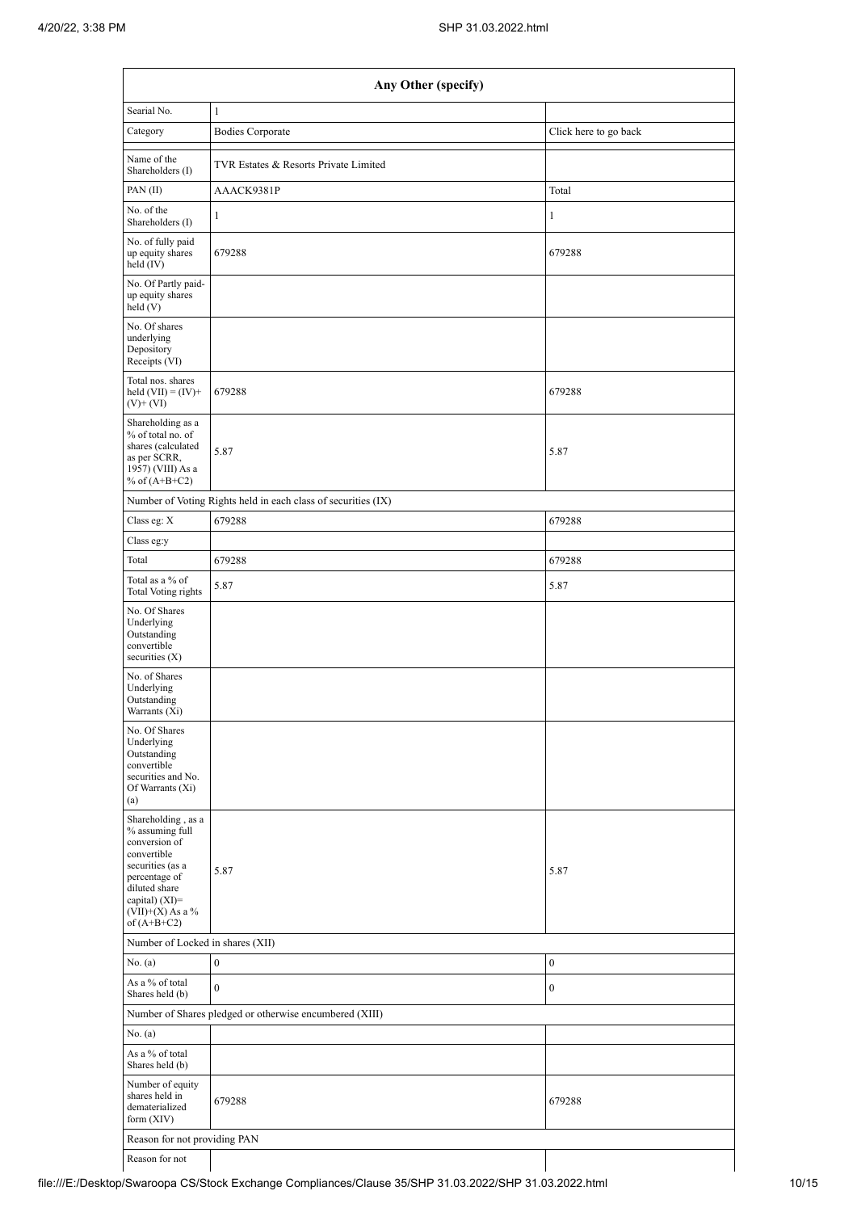| Any Other (specify) | | |
|---|---|---|
| Searial No. | 1 | |
| Category | Bodies Corporate | Click here to go back |
| Name of the Shareholders (I) | TVR Estates & Resorts Private Limited | |
| PAN (II) | AAACK9381P | Total |
| No. of the Shareholders (I) | 1 | 1 |
| No. of fully paid up equity shares held (IV) | 679288 | 679288 |
| No. Of Partly paid-up equity shares held (V) | | |
| No. Of shares underlying Depository Receipts (VI) | | |
| Total nos. shares held (VII) = (IV)+ (V)+ (VI) | 679288 | 679288 |
| Shareholding as a % of total no. of shares (calculated as per SCRR, 1957) (VIII) As a % of (A+B+C2) | 5.87 | 5.87 |
| Number of Voting Rights held in each class of securities (IX) | | |
| Class eg: X | 679288 | 679288 |
| Class eg:y | | |
| Total | 679288 | 679288 |
| Total as a % of Total Voting rights | 5.87 | 5.87 |
| No. Of Shares Underlying Outstanding convertible securities (X) | | |
| No. of Shares Underlying Outstanding Warrants (Xi) | | |
| No. Of Shares Underlying Outstanding convertible securities and No. Of Warrants (Xi) (a) | | |
| Shareholding , as a % assuming full conversion of convertible securities (as a percentage of diluted share capital) (XI)= (VII)+(X) As a % of (A+B+C2) | 5.87 | 5.87 |
| Number of Locked in shares (XII) | | |
| No. (a) | 0 | 0 |
| As a % of total Shares held (b) | 0 | 0 |
| Number of Shares pledged or otherwise encumbered (XIII) | | |
| No. (a) | | |
| As a % of total Shares held (b) | | |
| Number of equity shares held in dematerialized form (XIV) | 679288 | 679288 |
| Reason for not providing PAN | | |
| Reason for not | | |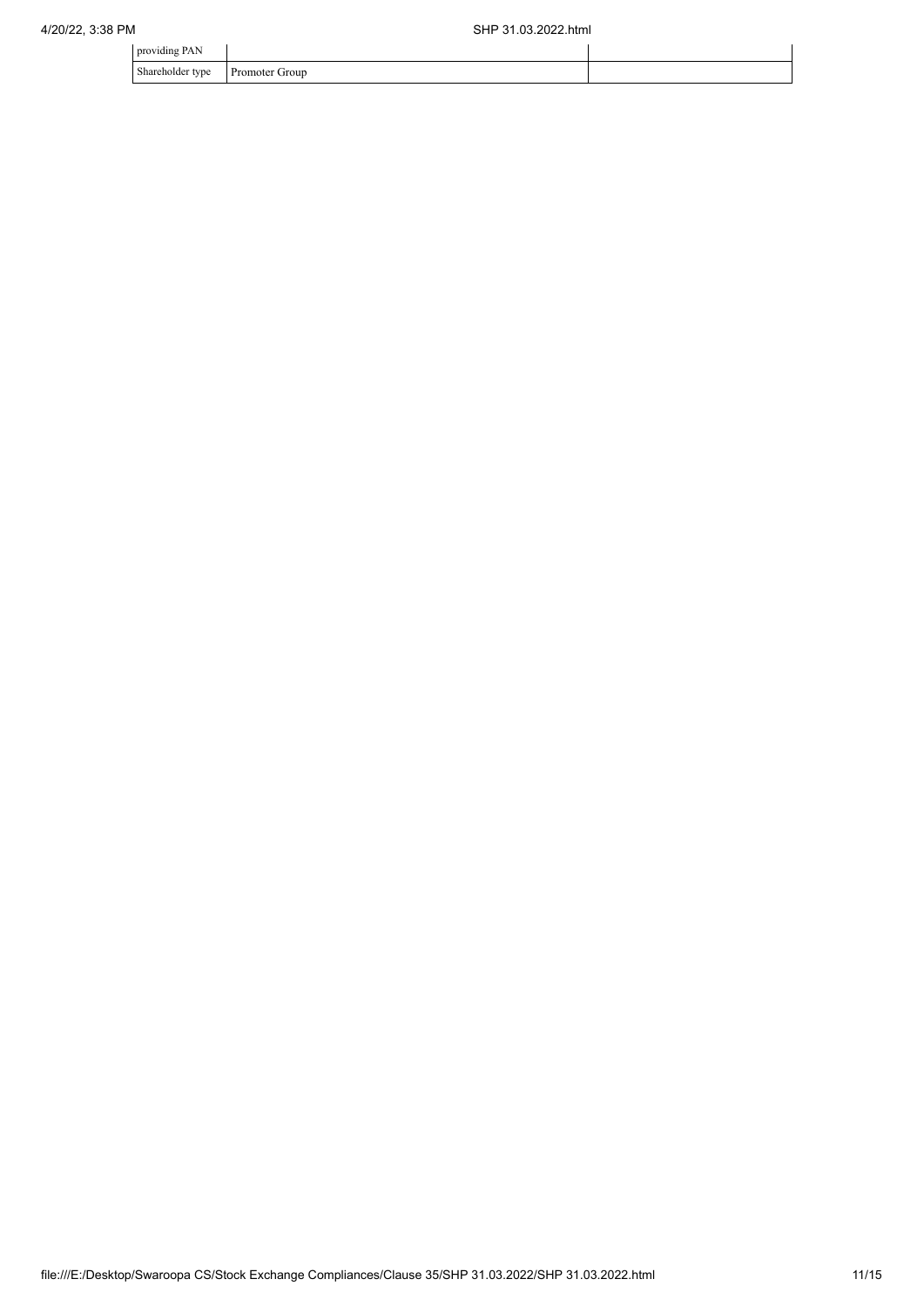| | | |
|---|---|---|
| providing PAN | | |
| Shareholder type | Promoter Group | |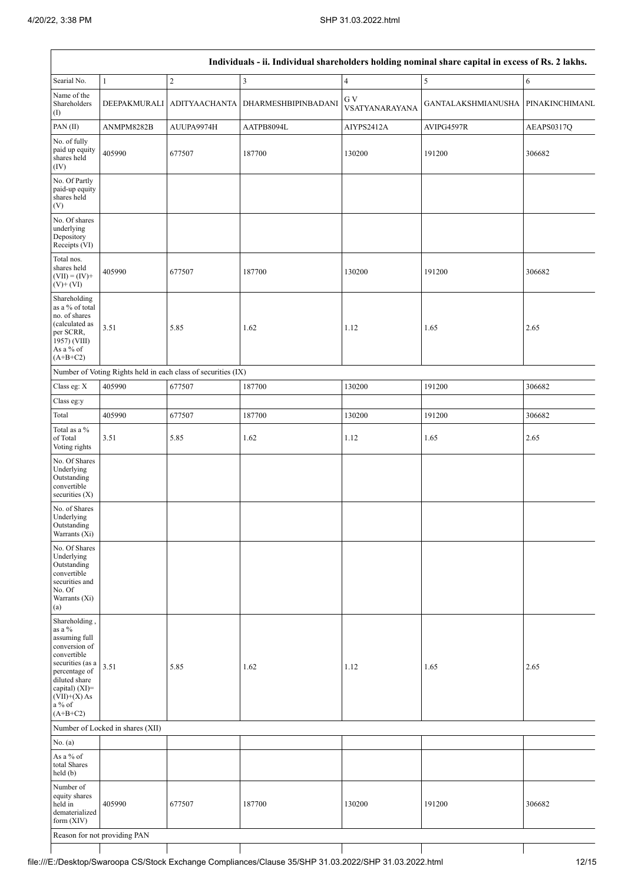| Individuals - ii. Individual shareholders holding nominal share capital in excess of Rs. 2 lakhs. | | | | | | |
|---|---|---|---|---|---|---|
| Searial No. | 1 | 2 | 3 | 4 | 5 | 6 |
| Name of the Shareholders (I) | DEEPAKMURALI | ADITYAACHANTA | DHARMESHBIPINBADANI | G V VSATYANARAYANA | GANTALAKSHMIANUSHA | PINAKINCHIMANL |
| PAN (II) | ANMPM8282B | AUUPA9974H | AATPB8094L | AIYPS2412A | AVIPG4597R | AEAPS0317Q |
| No. of fully paid up equity shares held (IV) | 405990 | 677507 | 187700 | 130200 | 191200 | 306682 |
| No. Of Partly paid-up equity shares held (V) | | | | | | |
| No. Of shares underlying Depository Receipts (VI) | | | | | | |
| Total nos. shares held (VII) = (IV)+ (V)+ (VI) | 405990 | 677507 | 187700 | 130200 | 191200 | 306682 |
| Shareholding as a % of total no. of shares (calculated as per SCRR, 1957) (VIII) As a % of (A+B+C2) | 3.51 | 5.85 | 1.62 | 1.12 | 1.65 | 2.65 |
| Number of Voting Rights held in each class of securities (IX) | | | | | | |
| Class eg: X | 405990 | 677507 | 187700 | 130200 | 191200 | 306682 |
| Class eg:y | | | | | | |
| Total | 405990 | 677507 | 187700 | 130200 | 191200 | 306682 |
| Total as a % of Total Voting rights | 3.51 | 5.85 | 1.62 | 1.12 | 1.65 | 2.65 |
| No. Of Shares Underlying Outstanding convertible securities (X) | | | | | | |
| No. of Shares Underlying Outstanding Warrants (Xi) | | | | | | |
| No. Of Shares Underlying Outstanding convertible securities and No. Of Warrants (Xi) (a) | | | | | | |
| Shareholding , as a % assuming full conversion of convertible securities (as a percentage of diluted share capital) (XI)= (VII)+(X) As a % of (A+B+C2) | 3.51 | 5.85 | 1.62 | 1.12 | 1.65 | 2.65 |
| Number of Locked in shares (XII) | | | | | | |
| No. (a) | | | | | | |
| As a % of total Shares held (b) | | | | | | |
| Number of equity shares held in dematerialized form (XIV) | 405990 | 677507 | 187700 | 130200 | 191200 | 306682 |
| Reason for not providing PAN | | | | | | |
| | | | | | | |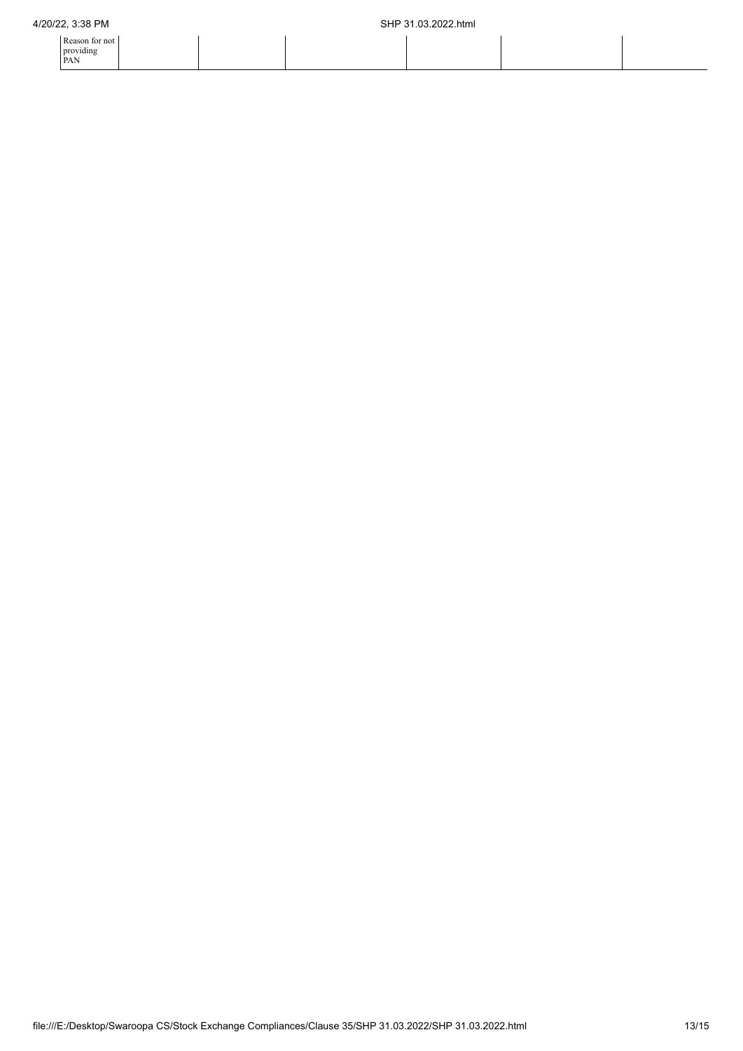| Reason for not providing PAN | | | | | |
| --- | --- | --- | --- | --- | --- |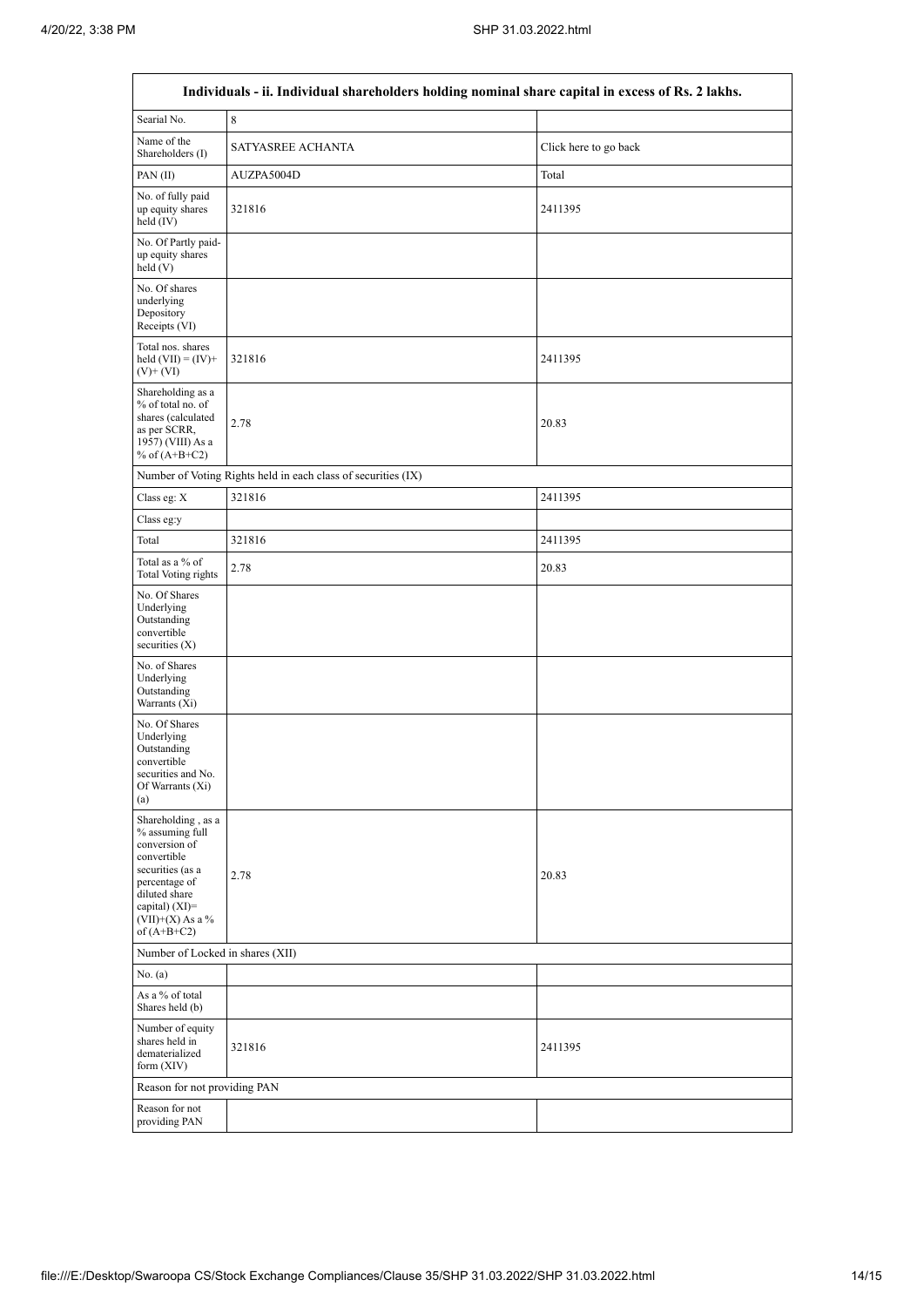| Individuals - ii. Individual shareholders holding nominal share capital in excess of Rs. 2 lakhs. | | |
|---|---|---|
| Searial No. | 8 | |
| Name of the Shareholders (I) | SATYASREE ACHANTA | Click here to go back |
| PAN (II) | AUZPA5004D | Total |
| No. of fully paid up equity shares held (IV) | 321816 | 2411395 |
| No. Of Partly paid-up equity shares held (V) | | |
| No. Of shares underlying Depository Receipts (VI) | | |
| Total nos. shares held (VII) = (IV)+ (V)+ (VI) | 321816 | 2411395 |
| Shareholding as a % of total no. of shares (calculated as per SCRR, 1957) (VIII) As a % of (A+B+C2) | 2.78 | 20.83 |
| Number of Voting Rights held in each class of securities (IX) | | |
| Class eg: X | 321816 | 2411395 |
| Class eg:y | | |
| Total | 321816 | 2411395 |
| Total as a % of Total Voting rights | 2.78 | 20.83 |
| No. Of Shares Underlying Outstanding convertible securities (X) | | |
| No. of Shares Underlying Outstanding Warrants (Xi) | | |
| No. Of Shares Underlying Outstanding convertible securities and No. Of Warrants (Xi) (a) | | |
| Shareholding , as a % assuming full conversion of convertible securities (as a percentage of diluted share capital) (XI)= (VII)+(X) As a % of (A+B+C2) | 2.78 | 20.83 |
| Number of Locked in shares (XII) | | |
| No. (a) | | |
| As a % of total Shares held (b) | | |
| Number of equity shares held in dematerialized form (XIV) | 321816 | 2411395 |
| Reason for not providing PAN | | |
| Reason for not providing PAN | | |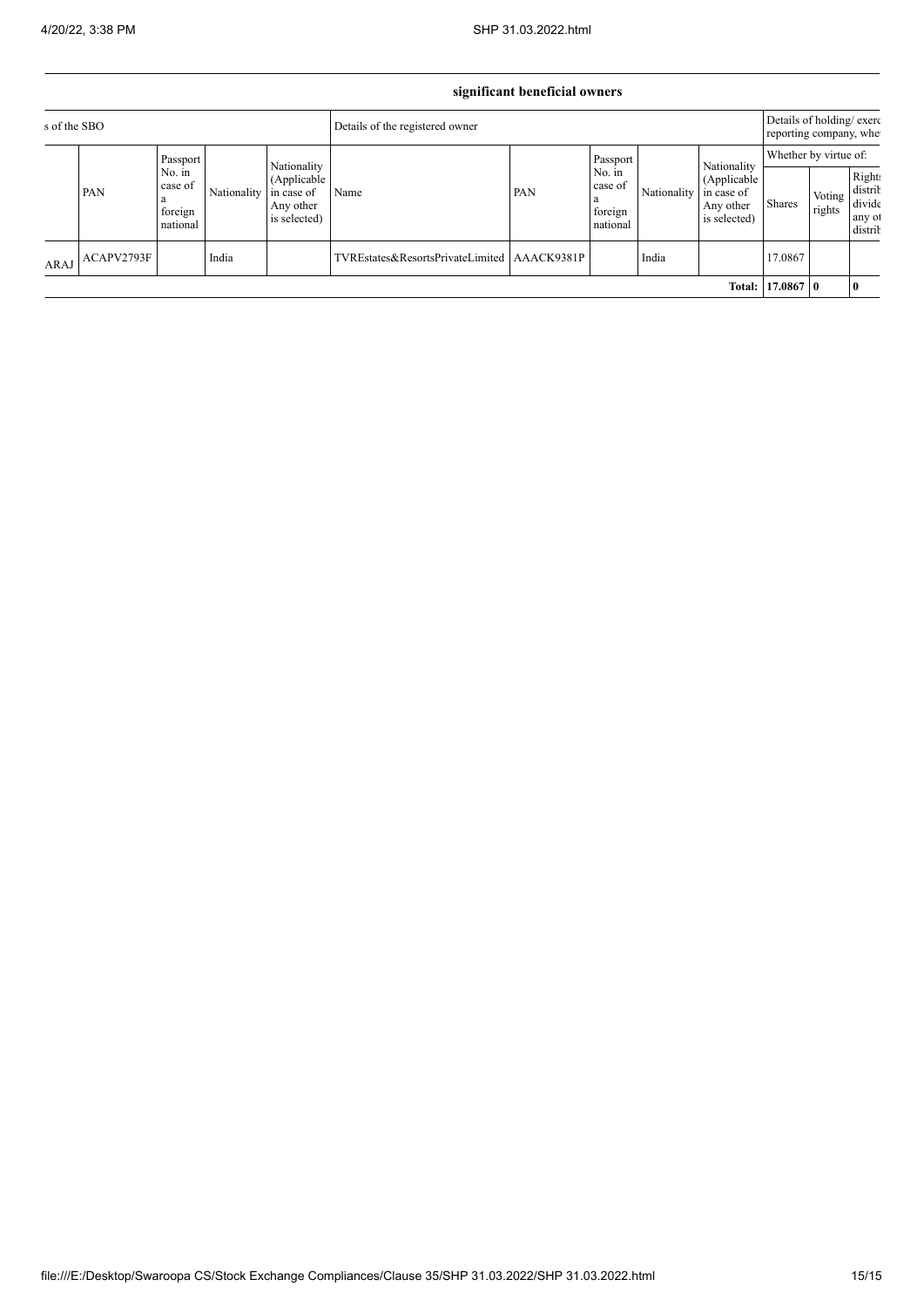## significant beneficial owners

| s of the SBO | | | | | Details of the registered owner | | | | | Details of holding/ exerc reporting company, whe | | |
|---|---|---|---|---|---|---|---|---|---|---|---|---|
| | | | | | | | | | | Whether by virtue of: | | |
| | PAN | Passport No. in case of a foreign national | Nationality | Nationality (Applicable in case of Any other is selected) | Name | PAN | Passport No. in case of a foreign national | Nationality | Nationality (Applicable in case of Any other is selected) | Shares | Voting rights | Rights distrib divide any ot distrib |
| ARAJ | ACAPV2793F | | India | | TVREstates&ResortsPrivateLimited | AAACK9381P | | India | | 17.0867 | | |
| | | | | | | | | | **Total:** | **17.0867** | **0** | **0** |